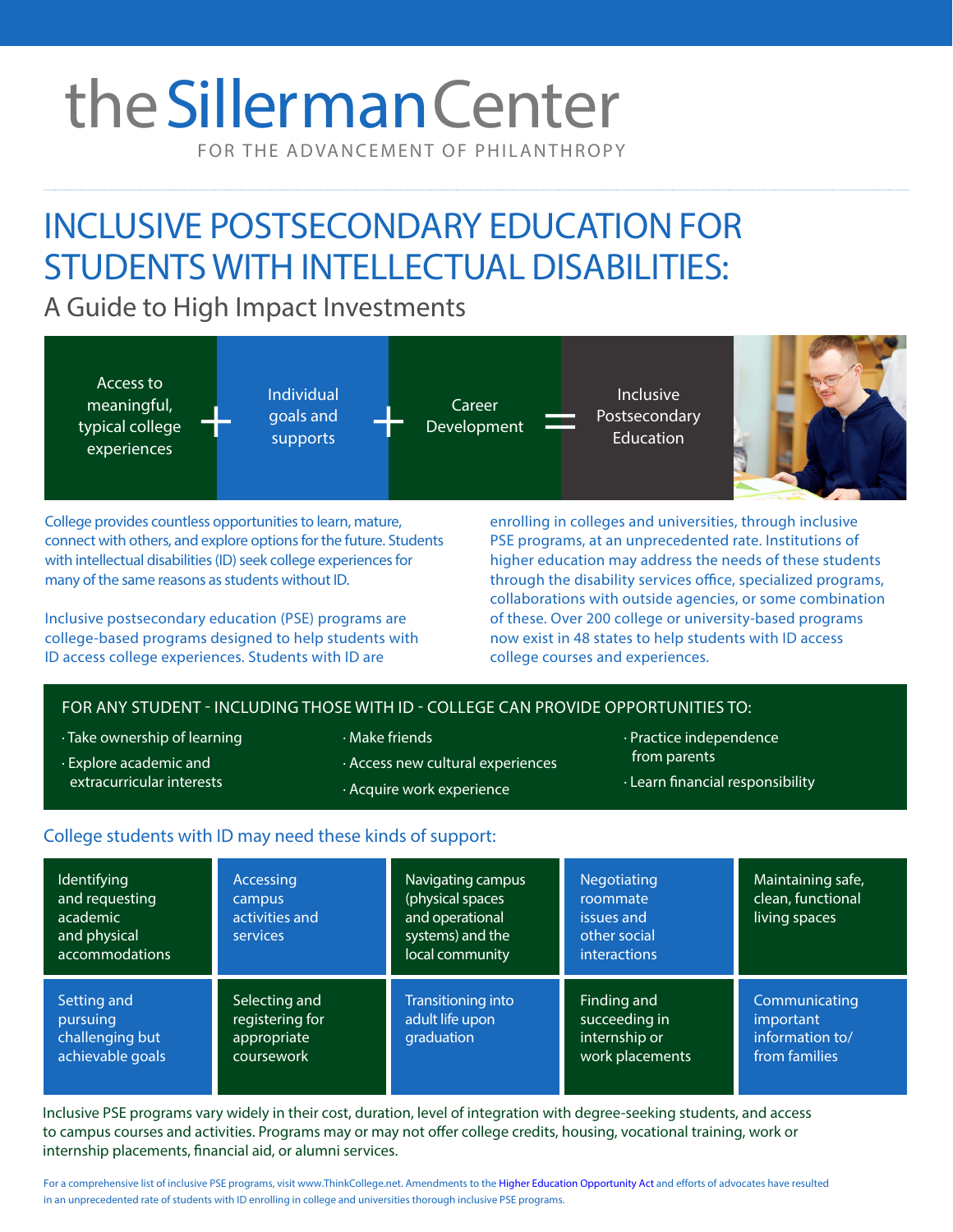# the Sillerman Center

FOR THE ADVANCEMENT OF PHILANTHROPY

# INCLUSIVE POSTSECONDARY EDUCATION FOR STUDENTS WITH INTELLECTUAL DISABILITIES:

## A Guide to High Impact Investments

Access to meaningful, typical college experiences + Individual goals and supports + Career Development = Inclusive Postsecondary Education

College provides countless opportunities to learn, mature, connect with others, and explore options for the future. Students with intellectual disabilities (ID) seek college experiences for many of the same reasons as students without ID.

Inclusive postsecondary education (PSE) programs are college-based programs designed to help students with ID access college experiences. Students with ID are enrolling in colleges and universities, through inclusive PSE programs, at an unprecedented rate. Institutions of higher education may address the needs of these students through the disability services office, specialized programs, collaborations with outside agencies, or some combination of these. Over 200 college or university-based programs now exist in 48 states to help students with ID access college courses and experiences.

### FOR ANY STUDENT - INCLUDING THOSE WITH ID - COLLEGE CAN PROVIDE OPPORTUNITIES TO:

- Take ownership of learning
- Explore academic and extracurricular interests
- Make friends
- Access new cultural experiences
- Acquire work experience
- Practice independence from parents
- Learn financial responsibility

### College students with ID may need these kinds of support:

| | | | | |
|---|---|---|---|---|
| Identifying and requesting academic and physical accommodations | Accessing campus activities and services | Navigating campus (physical spaces and operational systems) and the local community | Negotiating roommate issues and other social interactions | Maintaining safe, clean, functional living spaces |
| Setting and pursuing challenging but achievable goals | Selecting and registering for appropriate coursework | Transitioning into adult life upon graduation | Finding and succeeding in internship or work placements | Communicating important information to/ from families |

Inclusive PSE programs vary widely in their cost, duration, level of integration with degree-seeking students, and access to campus courses and activities. Programs may or may not offer college credits, housing, vocational training, work or internship placements, financial aid, or alumni services.

For a comprehensive list of inclusive PSE programs, visit www.ThinkCollege.net. Amendments to the Higher Education Opportunity Act and efforts of advocates have resulted in an unprecedented rate of students with ID enrolling in college and universities thorough inclusive PSE programs.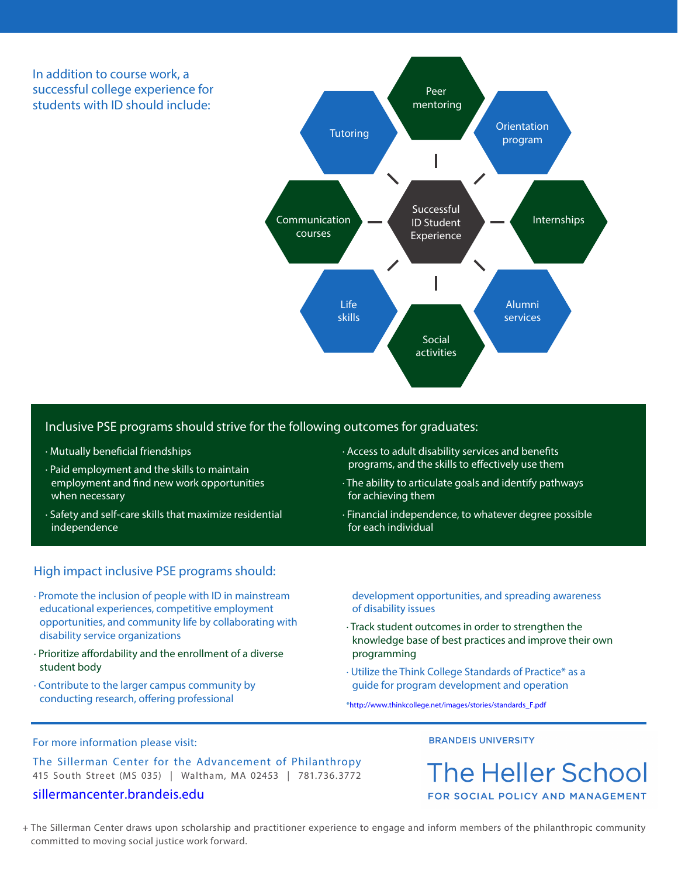In addition to course work, a successful college experience for students with ID should include:

Peer mentoring

Tutoring

Orientation program

Communication courses

Successful ID Student Experience

Internships

Life skills

Alumni services

Social activities

## Inclusive PSE programs should strive for the following outcomes for graduates:

- Mutually beneficial friendships
- Paid employment and the skills to maintain employment and find new work opportunities when necessary
- Safety and self-care skills that maximize residential independence
- Access to adult disability services and benefits programs, and the skills to effectively use them
- The ability to articulate goals and identify pathways for achieving them
- Financial independence, to whatever degree possible for each individual

## High impact inclusive PSE programs should:

- Promote the inclusion of people with ID in mainstream educational experiences, competitive employment opportunities, and community life by collaborating with disability service organizations
- Prioritize affordability and the enrollment of a diverse student body
- Contribute to the larger campus community by conducting research, offering professional development opportunities, and spreading awareness of disability issues
- Track student outcomes in order to strengthen the knowledge base of best practices and improve their own programming
- Utilize the Think College Standards of Practice* as a guide for program development and operation

*http://www.thinkcollege.net/images/stories/standards_F.pdf

For more information please visit:

The Sillerman Center for the Advancement of Philanthropy
415 South Street (MS 035) | Waltham, MA 02453 | 781.736.3772

sillermancenter.brandeis.edu

BRANDEIS UNIVERSITY
The Heller School
FOR SOCIAL POLICY AND MANAGEMENT

+ The Sillerman Center draws upon scholarship and practitioner experience to engage and inform members of the philanthropic community committed to moving social justice work forward.